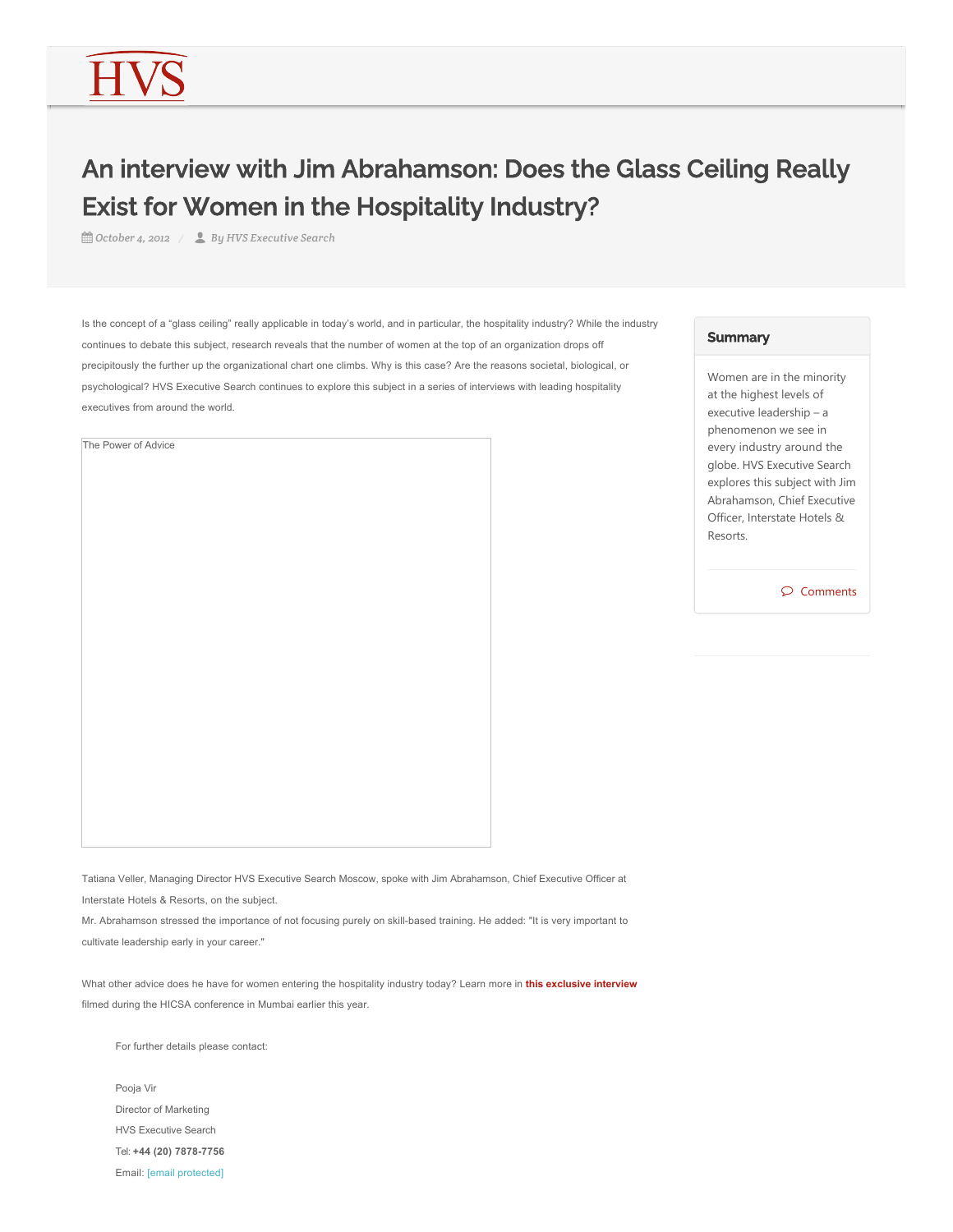HVS

# An interview with Jim Abrahamson: Does the Glass Ceiling Really Exist for Women in the Hospitality Industry?

*October 4, 2012 / By HVS Executive Search*

Is the concept of a "glass ceiling" really applicable in today's world, and in particular, the hospitality industry? While the industry continues to debate this subject, research reveals that the number of women at the top of an organization drops off precipitously the further up the organizational chart one climbs. Why is this case? Are the reasons societal, biological, or psychological? HVS Executive Search continues to explore this subject in a series of interviews with leading hospitality executives from around the world.

The Power of Advice

Tatiana Veller, Managing Director HVS Executive Search Moscow, spoke with Jim Abrahamson, Chief Executive Officer at Interstate Hotels & Resorts, on the subject.

Mr. Abrahamson stressed the importance of not focusing purely on skill-based training. He added: "It is very important to cultivate leadership early in your career."

What other advice does he have for women entering the hospitality industry today? Learn more in **this exclusive interview** filmed during the HICSA conference in Mumbai earlier this year.

For further details please contact:

Pooja Vir
Director of Marketing
HVS Executive Search
Tel: **+44 (20) 7878-7756**
Email: [email protected]

## Summary

Women are in the minority at the highest levels of executive leadership – a phenomenon we see in every industry around the globe. HVS Executive Search explores this subject with Jim Abrahamson, Chief Executive Officer, Interstate Hotels & Resorts.

Comments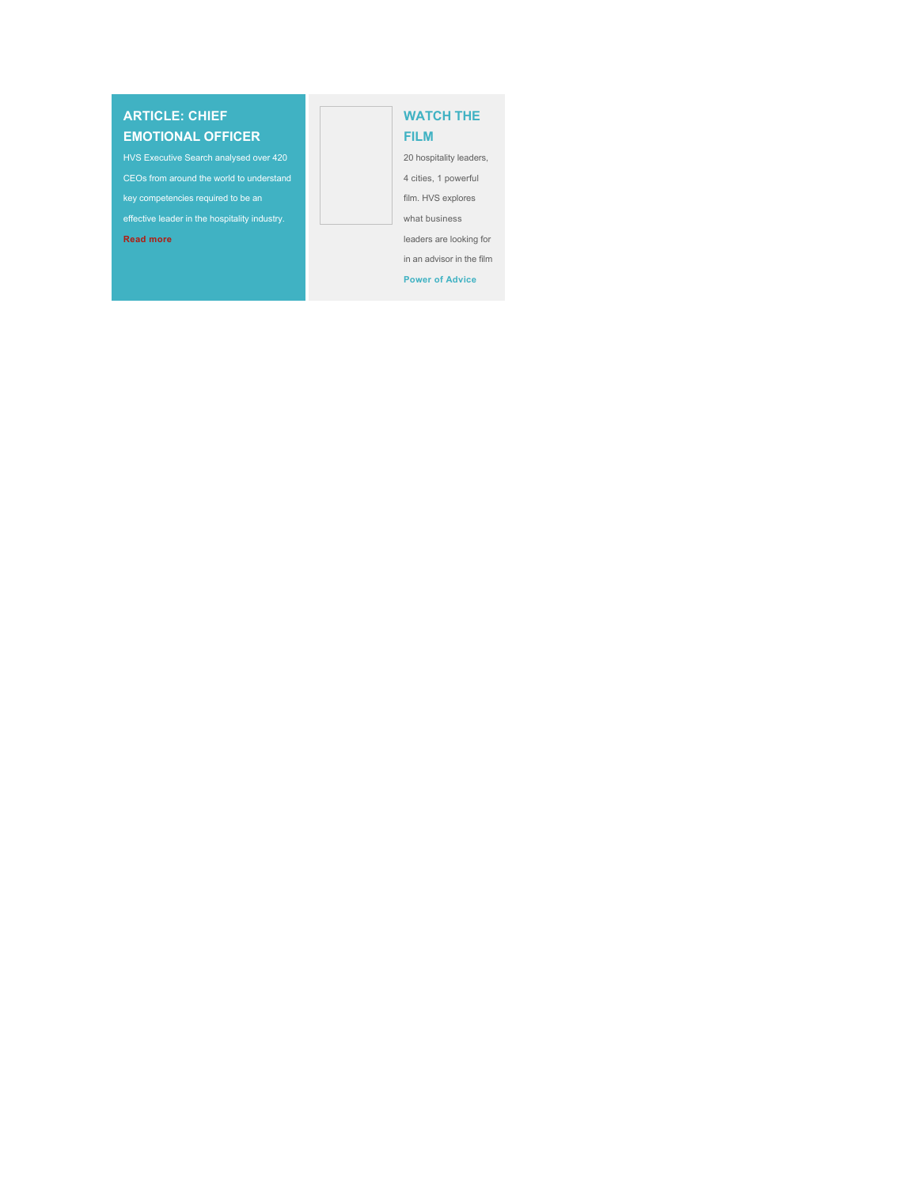## ARTICLE: CHIEF EMOTIONAL OFFICER

HVS Executive Search analysed over 420 CEOs from around the world to understand key competencies required to be an effective leader in the hospitality industry.

**Read more**

## WATCH THE FILM

20 hospitality leaders, 4 cities, 1 powerful film. HVS explores what business leaders are looking for in an advisor in the film

**Power of Advice**